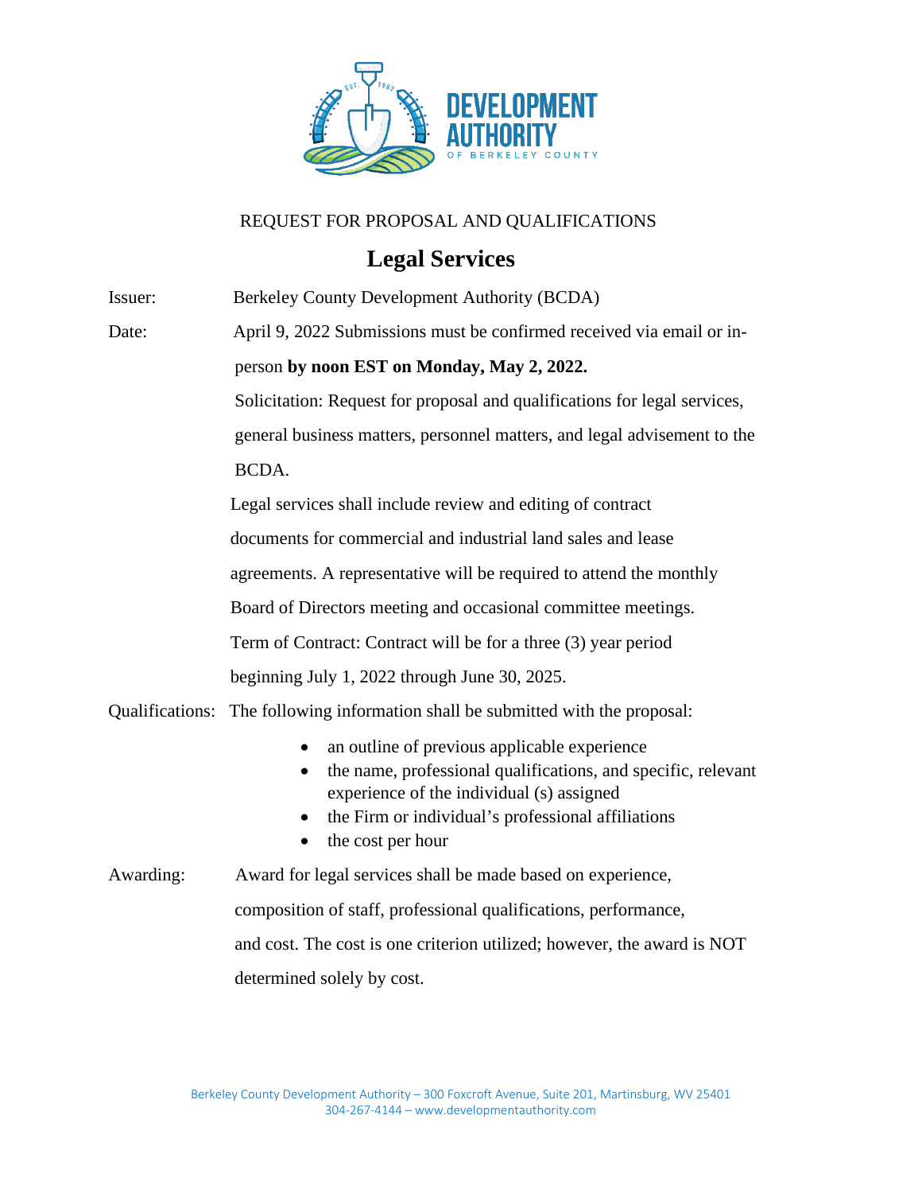REQUEST FOR PROPOSAL AND QUALIFICATIONS

# Legal Services

Issuer: Berkeley County Development Authority (BCDA)

Date: April 9, 2022 Submissions must be confirmed received via email or in-person **by noon EST on Monday, May 2, 2022.**

Solicitation: Request for proposal and qualifications for legal services, general business matters, personnel matters, and legal advisement to the BCDA.

Legal services shall include review and editing of contract documents for commercial and industrial land sales and lease agreements. A representative will be required to attend the monthly Board of Directors meeting and occasional committee meetings.

Term of Contract: Contract will be for a three (3) year period beginning July 1, 2022 through June 30, 2025.

Qualifications: The following information shall be submitted with the proposal:

- an outline of previous applicable experience
- the name, professional qualifications, and specific, relevant experience of the individual (s) assigned
- the Firm or individual's professional affiliations
- the cost per hour

Awarding: Award for legal services shall be made based on experience, composition of staff, professional qualifications, performance, and cost. The cost is one criterion utilized; however, the award is NOT determined solely by cost.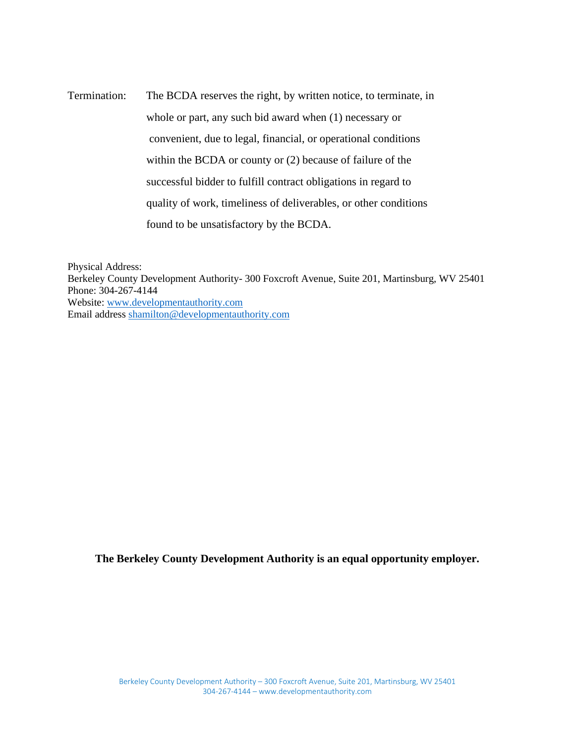Termination: The BCDA reserves the right, by written notice, to terminate, in whole or part, any such bid award when (1) necessary or convenient, due to legal, financial, or operational conditions within the BCDA or county or (2) because of failure of the successful bidder to fulfill contract obligations in regard to quality of work, timeliness of deliverables, or other conditions found to be unsatisfactory by the BCDA.

Physical Address:
Berkeley County Development Authority- 300 Foxcroft Avenue, Suite 201, Martinsburg, WV 25401
Phone: 304-267-4144
Website: www.developmentauthority.com
Email address shamilton@developmentauthority.com

**The Berkeley County Development Authority is an equal opportunity employer.**